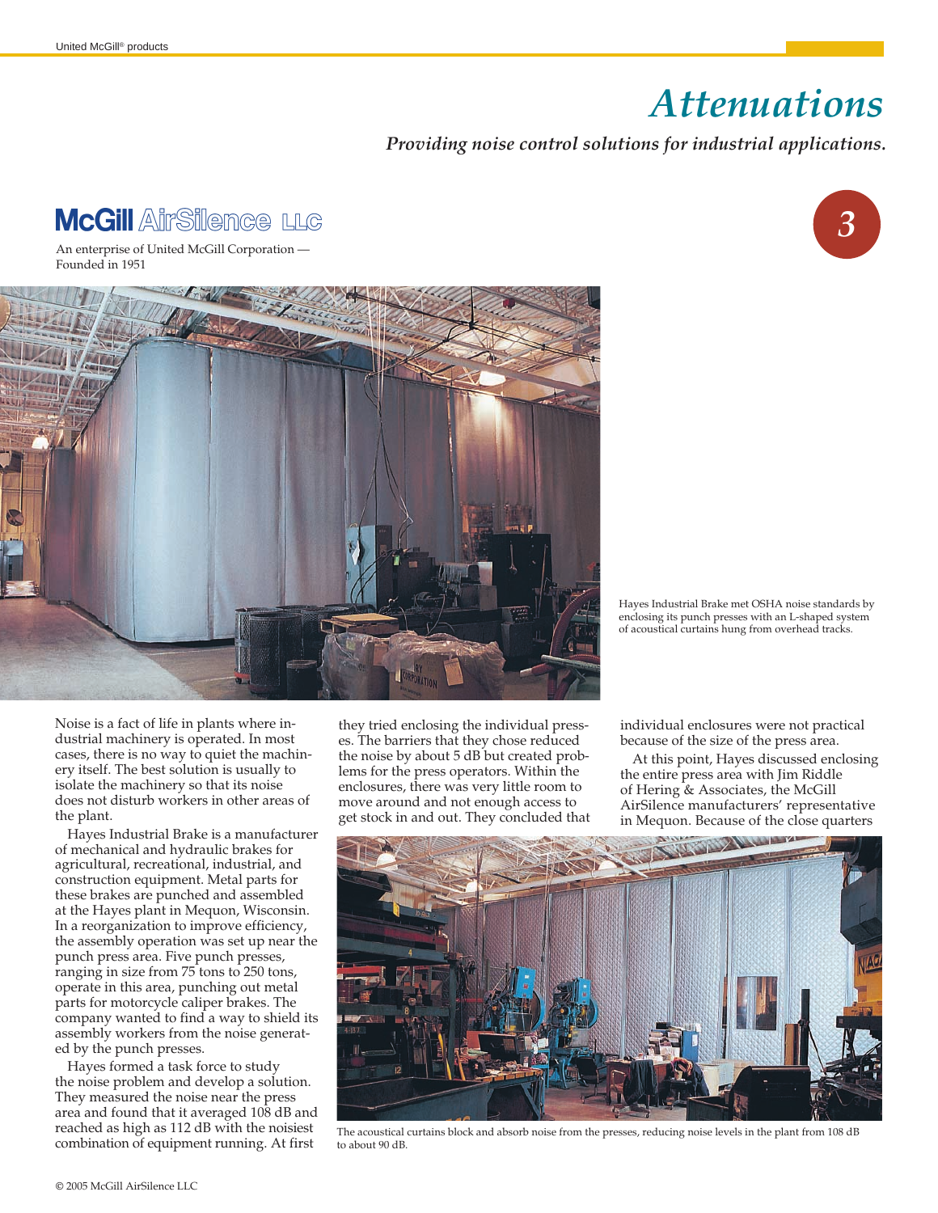# Attenuations

*Providing noise control solutions for industrial applications.*

**McGill AirSilence LLC**

An enterprise of United McGill Corporation — Founded in 1951

3

Hayes Industrial Brake met OSHA noise standards by enclosing its punch presses with an L-shaped system of acoustical curtains hung from overhead tracks.

Noise is a fact of life in plants where industrial machinery is operated. In most cases, there is no way to quiet the machinery itself. The best solution is usually to isolate the machinery so that its noise does not disturb workers in other areas of the plant.

Hayes Industrial Brake is a manufacturer of mechanical and hydraulic brakes for agricultural, recreational, industrial, and construction equipment. Metal parts for these brakes are punched and assembled at the Hayes plant in Mequon, Wisconsin. In a reorganization to improve efficiency, the assembly operation was set up near the punch press area. Five punch presses, ranging in size from 75 tons to 250 tons, operate in this area, punching out metal parts for motorcycle caliper brakes. The company wanted to find a way to shield its assembly workers from the noise generated by the punch presses.

Hayes formed a task force to study the noise problem and develop a solution. They measured the noise near the press area and found that it averaged 108 dB and reached as high as 112 dB with the noisiest combination of equipment running. At first they tried enclosing the individual presses. The barriers that they chose reduced the noise by about 5 dB but created problems for the press operators. Within the enclosures, there was very little room to move around and not enough access to get stock in and out. They concluded that individual enclosures were not practical because of the size of the press area.

At this point, Hayes discussed enclosing the entire press area with Jim Riddle of Hering & Associates, the McGill AirSilence manufacturers' representative in Mequon. Because of the close quarters

The acoustical curtains block and absorb noise from the presses, reducing noise levels in the plant from 108 dB to about 90 dB.

© 2005 McGill AirSilence LLC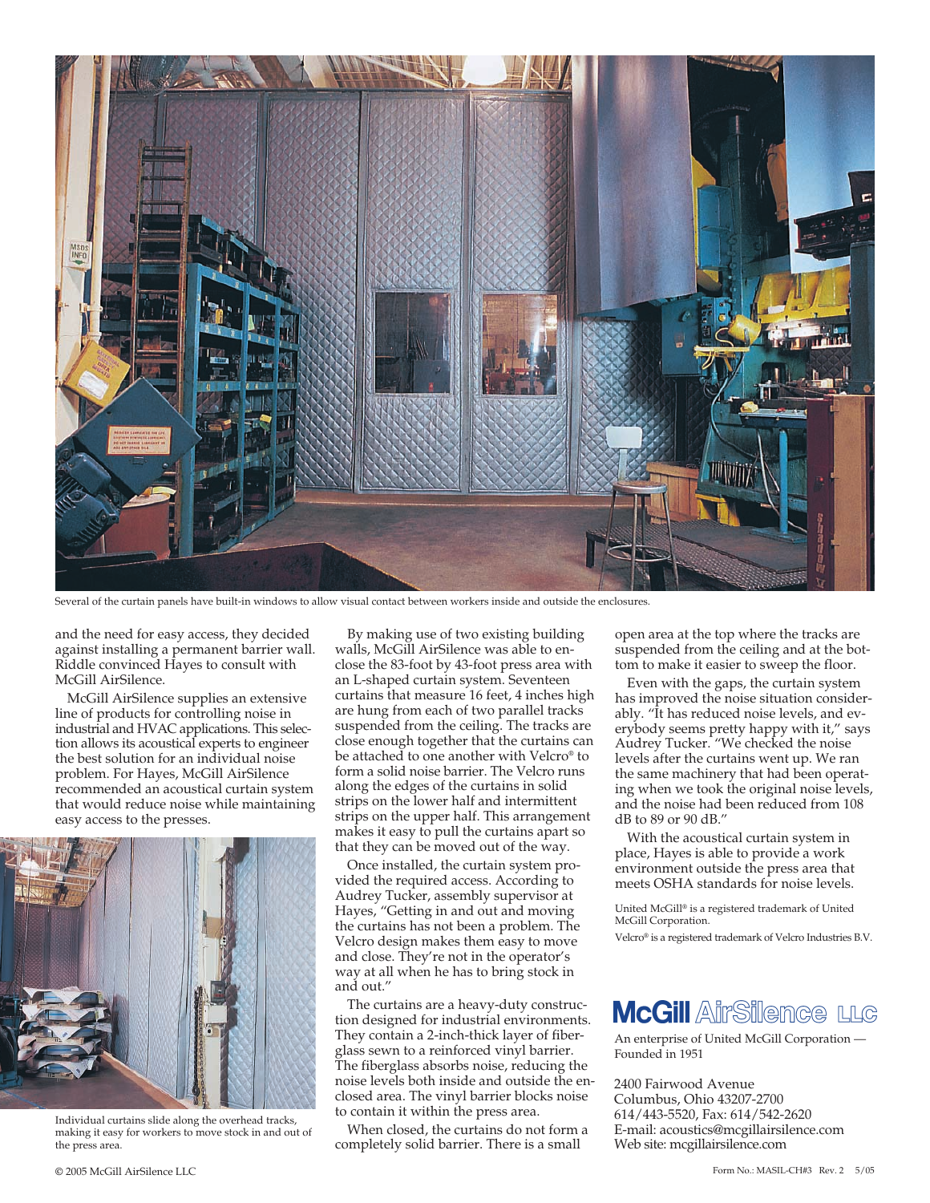Several of the curtain panels have built-in windows to allow visual contact between workers inside and outside the enclosures.

and the need for easy access, they decided against installing a permanent barrier wall. Riddle convinced Hayes to consult with McGill AirSilence.

McGill AirSilence supplies an extensive line of products for controlling noise in industrial and HVAC applications. This selection allows its acoustical experts to engineer the best solution for an individual noise problem. For Hayes, McGill AirSilence recommended an acoustical curtain system that would reduce noise while maintaining easy access to the presses.

Individual curtains slide along the overhead tracks, making it easy for workers to move stock in and out of the press area.

By making use of two existing building walls, McGill AirSilence was able to enclose the 83-foot by 43-foot press area with an L-shaped curtain system. Seventeen curtains that measure 16 feet, 4 inches high are hung from each of two parallel tracks suspended from the ceiling. The tracks are close enough together that the curtains can be attached to one another with Velcro® to form a solid noise barrier. The Velcro runs along the edges of the curtains in solid strips on the lower half and intermittent strips on the upper half. This arrangement makes it easy to pull the curtains apart so that they can be moved out of the way.

Once installed, the curtain system provided the required access. According to Audrey Tucker, assembly supervisor at Hayes, "Getting in and out and moving the curtains has not been a problem. The Velcro design makes them easy to move and close. They're not in the operator's way at all when he has to bring stock in and out."

The curtains are a heavy-duty construction designed for industrial environments. They contain a 2-inch-thick layer of fiberglass sewn to a reinforced vinyl barrier. The fiberglass absorbs noise, reducing the noise levels both inside and outside the enclosed area. The vinyl barrier blocks noise to contain it within the press area.

When closed, the curtains do not form a completely solid barrier. There is a small open area at the top where the tracks are suspended from the ceiling and at the bottom to make it easier to sweep the floor.

Even with the gaps, the curtain system has improved the noise situation considerably. "It has reduced noise levels, and everybody seems pretty happy with it," says Audrey Tucker. "We checked the noise levels after the curtains went up. We ran the same machinery that had been operating when we took the original noise levels, and the noise had been reduced from 108 dB to 89 or 90 dB."

With the acoustical curtain system in place, Hayes is able to provide a work environment outside the press area that meets OSHA standards for noise levels.

United McGill® is a registered trademark of United McGill Corporation.

Velcro® is a registered trademark of Velcro Industries B.V.

**McGill AirSilence LLC**

An enterprise of United McGill Corporation — Founded in 1951

2400 Fairwood Avenue
Columbus, Ohio 43207-2700
614/443-5520, Fax: 614/542-2620
E-mail: acoustics@mcgillairsilence.com
Web site: mcgillairsilence.com

© 2005 McGill AirSilence LLC

Form No.: MASIL-CH#3 Rev. 2 5/05